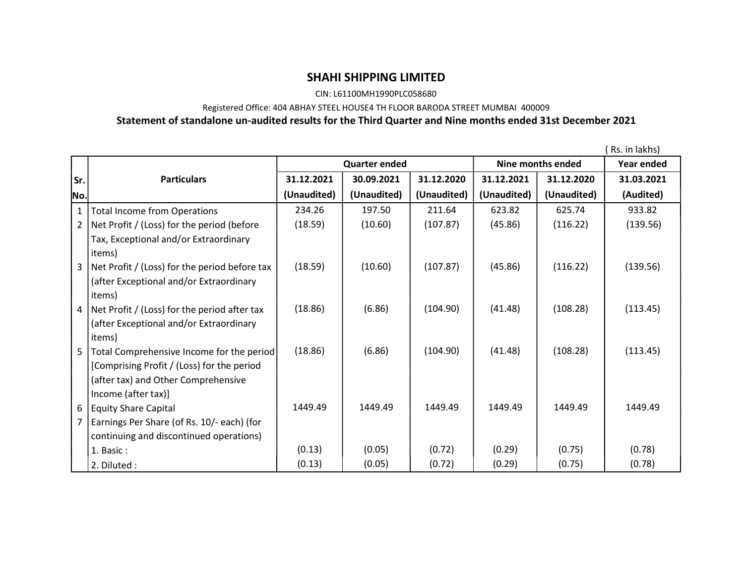# SHAHI SHIPPING LIMITED

CIN: L61100MH1990PLC058680

Registered Office: 404 ABHAY STEEL HOUSE4 TH FLOOR BARODA STREET MUMBAI 400009

**Statement of standalone un-audited results for the Third Quarter and Nine months ended 31st December 2021**

( Rs. in lakhs)

| Sr. No. | Particulars | Quarter ended | | | Nine months ended | | Year ended |
|---|---|---|---|---|---|---|---|
| | | 31.12.2021 (Unaudited) | 30.09.2021 (Unaudited) | 31.12.2020 (Unaudited) | 31.12.2021 (Unaudited) | 31.12.2020 (Unaudited) | 31.03.2021 (Audited) |
| 1 | Total Income from Operations | 234.26 | 197.50 | 211.64 | 623.82 | 625.74 | 933.82 |
| 2 | Net Profit / (Loss) for the period (before Tax, Exceptional and/or Extraordinary items) | (18.59) | (10.60) | (107.87) | (45.86) | (116.22) | (139.56) |
| 3 | Net Profit / (Loss) for the period before tax (after Exceptional and/or Extraordinary items) | (18.59) | (10.60) | (107.87) | (45.86) | (116.22) | (139.56) |
| 4 | Net Profit / (Loss) for the period after tax (after Exceptional and/or Extraordinary items) | (18.86) | (6.86) | (104.90) | (41.48) | (108.28) | (113.45) |
| 5 | Total Comprehensive Income for the period [Comprising Profit / (Loss) for the period (after tax) and Other Comprehensive Income (after tax)] | (18.86) | (6.86) | (104.90) | (41.48) | (108.28) | (113.45) |
| 6 | Equity Share Capital | 1449.49 | 1449.49 | 1449.49 | 1449.49 | 1449.49 | 1449.49 |
| 7 | Earnings Per Share (of Rs. 10/- each) (for continuing and discontinued operations) | | | | | | |
| | 1. Basic : | (0.13) | (0.05) | (0.72) | (0.29) | (0.75) | (0.78) |
| | 2. Diluted : | (0.13) | (0.05) | (0.72) | (0.29) | (0.75) | (0.78) |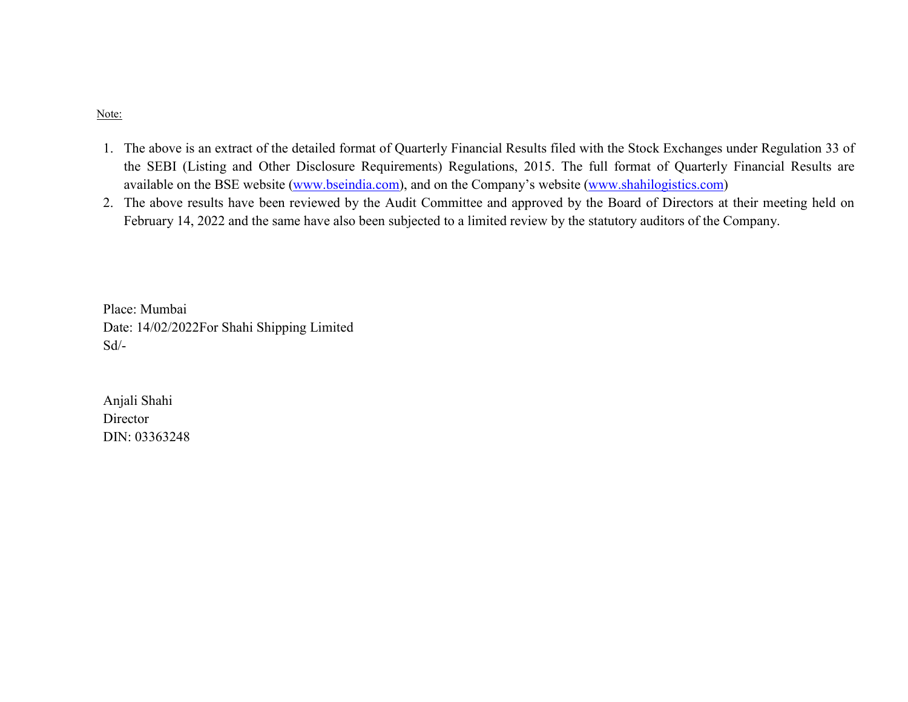Note:

1. The above is an extract of the detailed format of Quarterly Financial Results filed with the Stock Exchanges under Regulation 33 of the SEBI (Listing and Other Disclosure Requirements) Regulations, 2015. The full format of Quarterly Financial Results are available on the BSE website (www.bseindia.com), and on the Company's website (www.shahilogistics.com)
2. The above results have been reviewed by the Audit Committee and approved by the Board of Directors at their meeting held on February 14, 2022 and the same have also been subjected to a limited review by the statutory auditors of the Company.

Place: Mumbai
Date: 14/02/2022For Shahi Shipping Limited
Sd/-

Anjali Shahi
Director
DIN: 03363248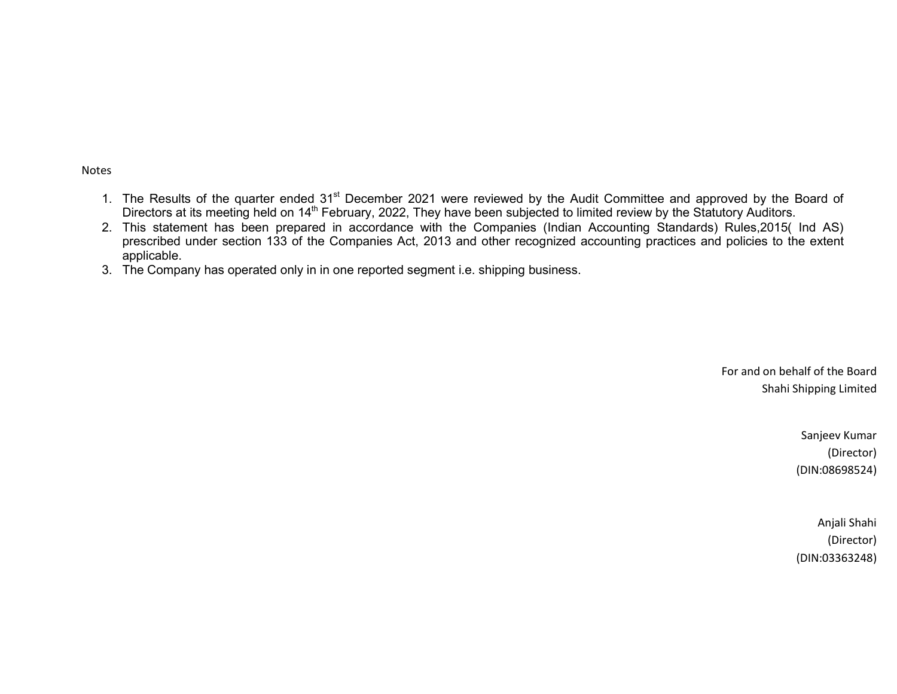Notes

1. The Results of the quarter ended 31st December 2021 were reviewed by the Audit Committee and approved by the Board of Directors at its meeting held on 14th February, 2022, They have been subjected to limited review by the Statutory Auditors.
2. This statement has been prepared in accordance with the Companies (Indian Accounting Standards) Rules,2015( Ind AS) prescribed under section 133 of the Companies Act, 2013 and other recognized accounting practices and policies to the extent applicable.
3. The Company has operated only in in one reported segment i.e. shipping business.

For and on behalf of the Board
Shahi Shipping Limited

Sanjeev Kumar
(Director)
(DIN:08698524)

Anjali Shahi
(Director)
(DIN:03363248)